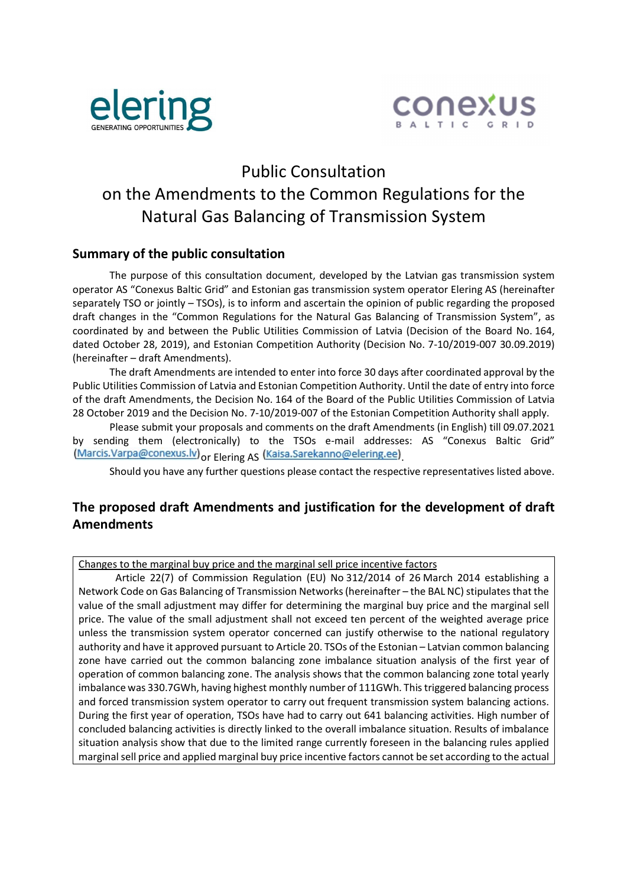# Public Consultation on the Amendments to the Common Regulations for the Natural Gas Balancing of Transmission System

## Summary of the public consultation

The purpose of this consultation document, developed by the Latvian gas transmission system operator AS "Conexus Baltic Grid" and Estonian gas transmission system operator Elering AS (hereinafter separately TSO or jointly – TSOs), is to inform and ascertain the opinion of public regarding the proposed draft changes in the "Common Regulations for the Natural Gas Balancing of Transmission System", as coordinated by and between the Public Utilities Commission of Latvia (Decision of the Board No. 164, dated October 28, 2019), and Estonian Competition Authority (Decision No. 7-10/2019-007 30.09.2019) (hereinafter – draft Amendments).

The draft Amendments are intended to enter into force 30 days after coordinated approval by the Public Utilities Commission of Latvia and Estonian Competition Authority. Until the date of entry into force of the draft Amendments, the Decision No. 164 of the Board of the Public Utilities Commission of Latvia 28 October 2019 and the Decision No. 7-10/2019-007 of the Estonian Competition Authority shall apply.

Please submit your proposals and comments on the draft Amendments (in English) till 09.07.2021 by sending them (electronically) to the TSOs e-mail addresses: AS "Conexus Baltic Grid" (Marcis.Varpa@conexus.lv) or Elering AS (Kaisa.Sarekanno@elering.ee).

Should you have any further questions please contact the respective representatives listed above.

## The proposed draft Amendments and justification for the development of draft Amendments

Changes to the marginal buy price and the marginal sell price incentive factors

Article 22(7) of Commission Regulation (EU) No 312/2014 of 26 March 2014 establishing a Network Code on Gas Balancing of Transmission Networks (hereinafter – the BAL NC) stipulates that the value of the small adjustment may differ for determining the marginal buy price and the marginal sell price. The value of the small adjustment shall not exceed ten percent of the weighted average price unless the transmission system operator concerned can justify otherwise to the national regulatory authority and have it approved pursuant to Article 20. TSOs of the Estonian – Latvian common balancing zone have carried out the common balancing zone imbalance situation analysis of the first year of operation of common balancing zone. The analysis shows that the common balancing zone total yearly imbalance was 330.7GWh, having highest monthly number of 111GWh. This triggered balancing process and forced transmission system operator to carry out frequent transmission system balancing actions. During the first year of operation, TSOs have had to carry out 641 balancing activities. High number of concluded balancing activities is directly linked to the overall imbalance situation. Results of imbalance situation analysis show that due to the limited range currently foreseen in the balancing rules applied marginal sell price and applied marginal buy price incentive factors cannot be set according to the actual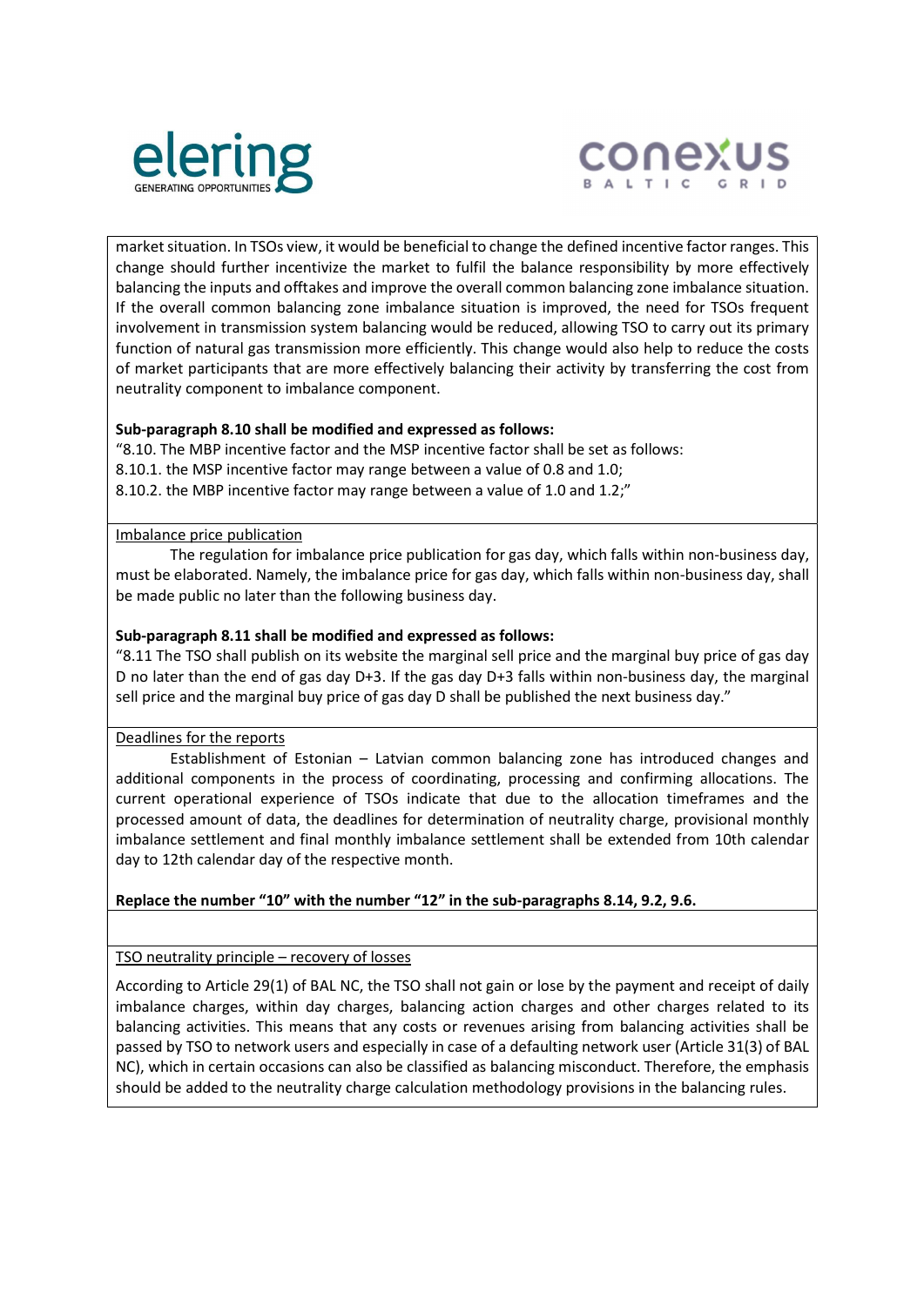market situation. In TSOs view, it would be beneficial to change the defined incentive factor ranges. This change should further incentivize the market to fulfil the balance responsibility by more effectively balancing the inputs and offtakes and improve the overall common balancing zone imbalance situation. If the overall common balancing zone imbalance situation is improved, the need for TSOs frequent involvement in transmission system balancing would be reduced, allowing TSO to carry out its primary function of natural gas transmission more efficiently. This change would also help to reduce the costs of market participants that are more effectively balancing their activity by transferring the cost from neutrality component to imbalance component.

**Sub-paragraph 8.10 shall be modified and expressed as follows:**

"8.10. The MBP incentive factor and the MSP incentive factor shall be set as follows:
8.10.1. the MSP incentive factor may range between a value of 0.8 and 1.0;
8.10.2. the MBP incentive factor may range between a value of 1.0 and 1.2;"

Imbalance price publication

The regulation for imbalance price publication for gas day, which falls within non-business day, must be elaborated. Namely, the imbalance price for gas day, which falls within non-business day, shall be made public no later than the following business day.

**Sub-paragraph 8.11 shall be modified and expressed as follows:**

"8.11 The TSO shall publish on its website the marginal sell price and the marginal buy price of gas day D no later than the end of gas day D+3. If the gas day D+3 falls within non-business day, the marginal sell price and the marginal buy price of gas day D shall be published the next business day."

Deadlines for the reports

Establishment of Estonian – Latvian common balancing zone has introduced changes and additional components in the process of coordinating, processing and confirming allocations. The current operational experience of TSOs indicate that due to the allocation timeframes and the processed amount of data, the deadlines for determination of neutrality charge, provisional monthly imbalance settlement and final monthly imbalance settlement shall be extended from 10th calendar day to 12th calendar day of the respective month.

**Replace the number "10" with the number "12" in the sub-paragraphs 8.14, 9.2, 9.6.**

TSO neutrality principle – recovery of losses

According to Article 29(1) of BAL NC, the TSO shall not gain or lose by the payment and receipt of daily imbalance charges, within day charges, balancing action charges and other charges related to its balancing activities. This means that any costs or revenues arising from balancing activities shall be passed by TSO to network users and especially in case of a defaulting network user (Article 31(3) of BAL NC), which in certain occasions can also be classified as balancing misconduct. Therefore, the emphasis should be added to the neutrality charge calculation methodology provisions in the balancing rules.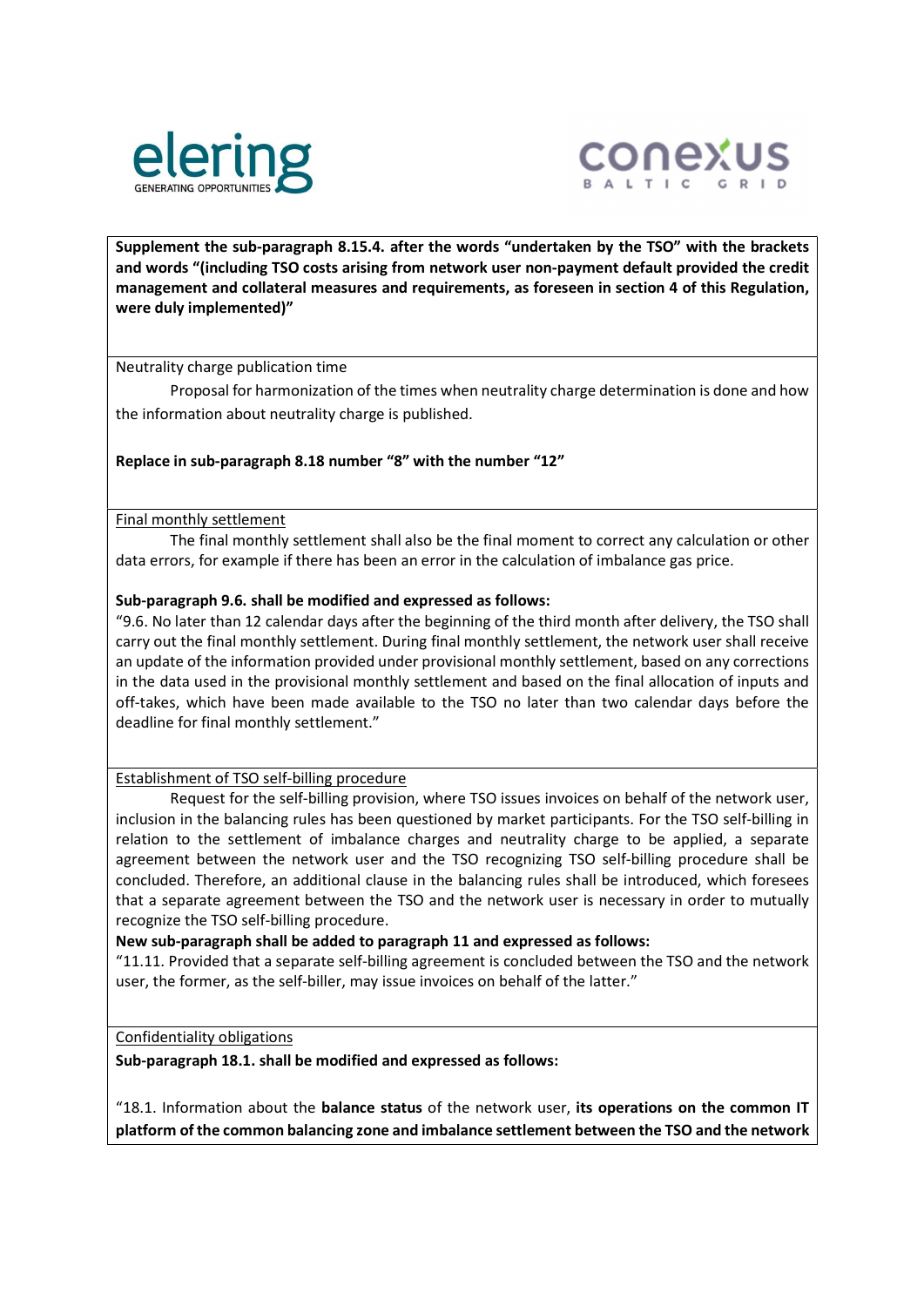**Supplement the sub-paragraph 8.15.4. after the words "undertaken by the TSO" with the brackets and words "(including TSO costs arising from network user non-payment default provided the credit management and collateral measures and requirements, as foreseen in section 4 of this Regulation, were duly implemented)"**

Neutrality charge publication time

Proposal for harmonization of the times when neutrality charge determination is done and how the information about neutrality charge is published.

**Replace in sub-paragraph 8.18 number "8" with the number "12"**

Final monthly settlement

The final monthly settlement shall also be the final moment to correct any calculation or other data errors, for example if there has been an error in the calculation of imbalance gas price.

**Sub-paragraph 9.6. shall be modified and expressed as follows:**

"9.6. No later than 12 calendar days after the beginning of the third month after delivery, the TSO shall carry out the final monthly settlement. During final monthly settlement, the network user shall receive an update of the information provided under provisional monthly settlement, based on any corrections in the data used in the provisional monthly settlement and based on the final allocation of inputs and off-takes, which have been made available to the TSO no later than two calendar days before the deadline for final monthly settlement."

Establishment of TSO self-billing procedure

Request for the self-billing provision, where TSO issues invoices on behalf of the network user, inclusion in the balancing rules has been questioned by market participants. For the TSO self-billing in relation to the settlement of imbalance charges and neutrality charge to be applied, a separate agreement between the network user and the TSO recognizing TSO self-billing procedure shall be concluded. Therefore, an additional clause in the balancing rules shall be introduced, which foresees that a separate agreement between the TSO and the network user is necessary in order to mutually recognize the TSO self-billing procedure.

**New sub-paragraph shall be added to paragraph 11 and expressed as follows:**

"11.11. Provided that a separate self-billing agreement is concluded between the TSO and the network user, the former, as the self-biller, may issue invoices on behalf of the latter."

Confidentiality obligations

**Sub-paragraph 18.1. shall be modified and expressed as follows:**

"18.1. Information about the **balance status** of the network user, **its operations on the common IT platform of the common balancing zone and imbalance settlement between the TSO and the network**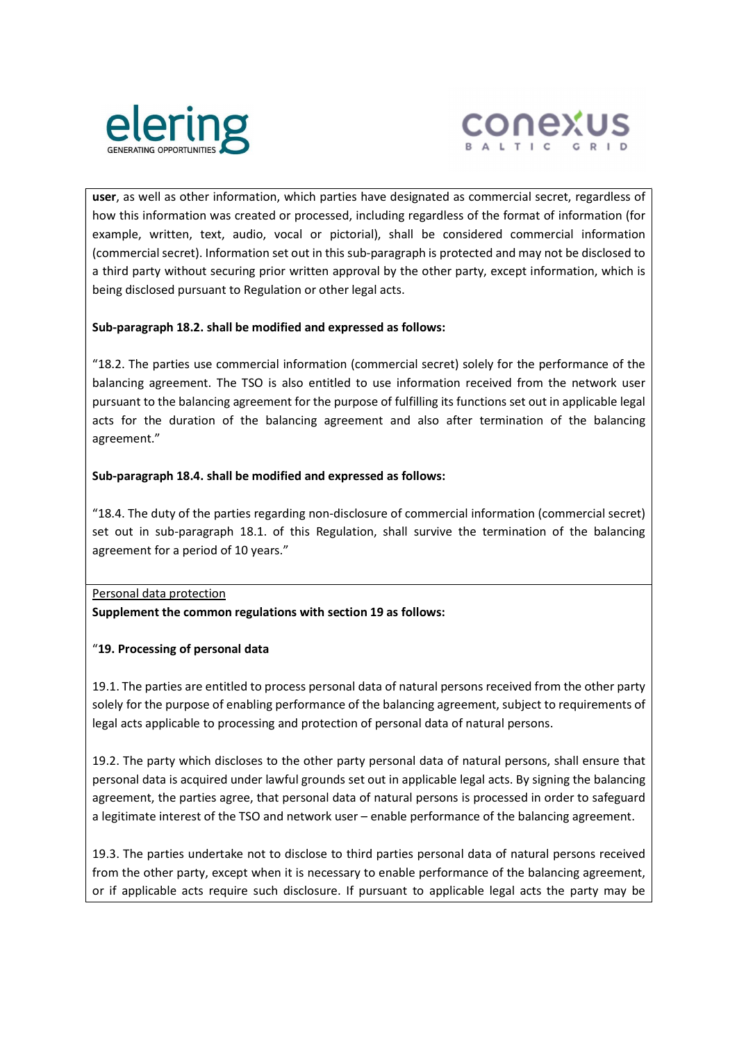**user**, as well as other information, which parties have designated as commercial secret, regardless of how this information was created or processed, including regardless of the format of information (for example, written, text, audio, vocal or pictorial), shall be considered commercial information (commercial secret). Information set out in this sub-paragraph is protected and may not be disclosed to a third party without securing prior written approval by the other party, except information, which is being disclosed pursuant to Regulation or other legal acts.

**Sub-paragraph 18.2. shall be modified and expressed as follows:**

"18.2. The parties use commercial information (commercial secret) solely for the performance of the balancing agreement. The TSO is also entitled to use information received from the network user pursuant to the balancing agreement for the purpose of fulfilling its functions set out in applicable legal acts for the duration of the balancing agreement and also after termination of the balancing agreement."

**Sub-paragraph 18.4. shall be modified and expressed as follows:**

"18.4. The duty of the parties regarding non-disclosure of commercial information (commercial secret) set out in sub-paragraph 18.1. of this Regulation, shall survive the termination of the balancing agreement for a period of 10 years."

Personal data protection

**Supplement the common regulations with section 19 as follows:**

"**19. Processing of personal data**

19.1. The parties are entitled to process personal data of natural persons received from the other party solely for the purpose of enabling performance of the balancing agreement, subject to requirements of legal acts applicable to processing and protection of personal data of natural persons.

19.2. The party which discloses to the other party personal data of natural persons, shall ensure that personal data is acquired under lawful grounds set out in applicable legal acts. By signing the balancing agreement, the parties agree, that personal data of natural persons is processed in order to safeguard a legitimate interest of the TSO and network user – enable performance of the balancing agreement.

19.3. The parties undertake not to disclose to third parties personal data of natural persons received from the other party, except when it is necessary to enable performance of the balancing agreement, or if applicable acts require such disclosure. If pursuant to applicable legal acts the party may be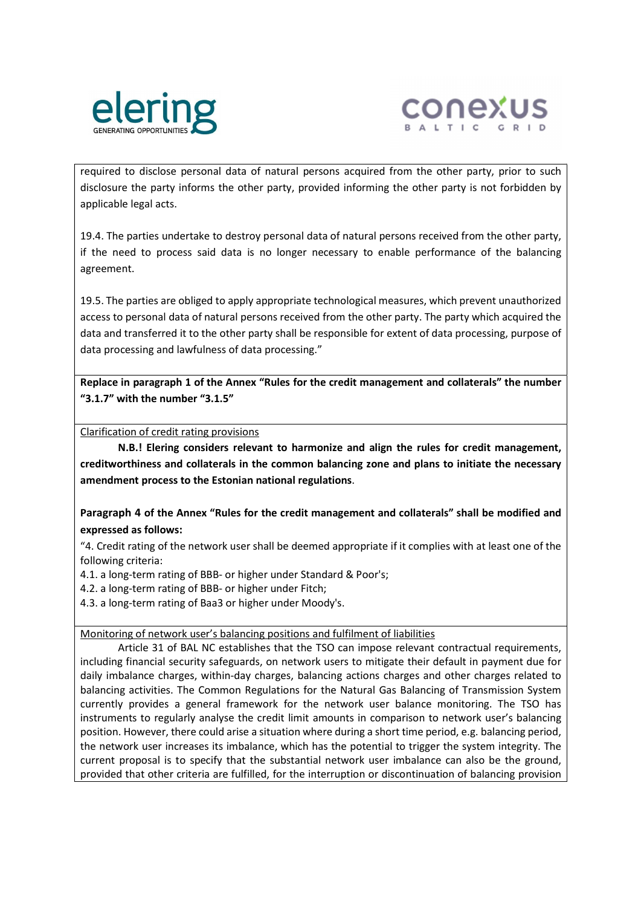required to disclose personal data of natural persons acquired from the other party, prior to such disclosure the party informs the other party, provided informing the other party is not forbidden by applicable legal acts.

19.4. The parties undertake to destroy personal data of natural persons received from the other party, if the need to process said data is no longer necessary to enable performance of the balancing agreement.

19.5. The parties are obliged to apply appropriate technological measures, which prevent unauthorized access to personal data of natural persons received from the other party. The party which acquired the data and transferred it to the other party shall be responsible for extent of data processing, purpose of data processing and lawfulness of data processing."

**Replace in paragraph 1 of the Annex "Rules for the credit management and collaterals" the number "3.1.7" with the number "3.1.5"**

Clarification of credit rating provisions

**N.B.! Elering considers relevant to harmonize and align the rules for credit management, creditworthiness and collaterals in the common balancing zone and plans to initiate the necessary amendment process to the Estonian national regulations**.

**Paragraph 4 of the Annex "Rules for the credit management and collaterals" shall be modified and expressed as follows:**

"4. Credit rating of the network user shall be deemed appropriate if it complies with at least one of the following criteria:
4.1. a long-term rating of BBB- or higher under Standard & Poor's;
4.2. a long-term rating of BBB- or higher under Fitch;
4.3. a long-term rating of Baa3 or higher under Moody's.

Monitoring of network user's balancing positions and fulfilment of liabilities

Article 31 of BAL NC establishes that the TSO can impose relevant contractual requirements, including financial security safeguards, on network users to mitigate their default in payment due for daily imbalance charges, within-day charges, balancing actions charges and other charges related to balancing activities. The Common Regulations for the Natural Gas Balancing of Transmission System currently provides a general framework for the network user balance monitoring. The TSO has instruments to regularly analyse the credit limit amounts in comparison to network user's balancing position. However, there could arise a situation where during a short time period, e.g. balancing period, the network user increases its imbalance, which has the potential to trigger the system integrity. The current proposal is to specify that the substantial network user imbalance can also be the ground, provided that other criteria are fulfilled, for the interruption or discontinuation of balancing provision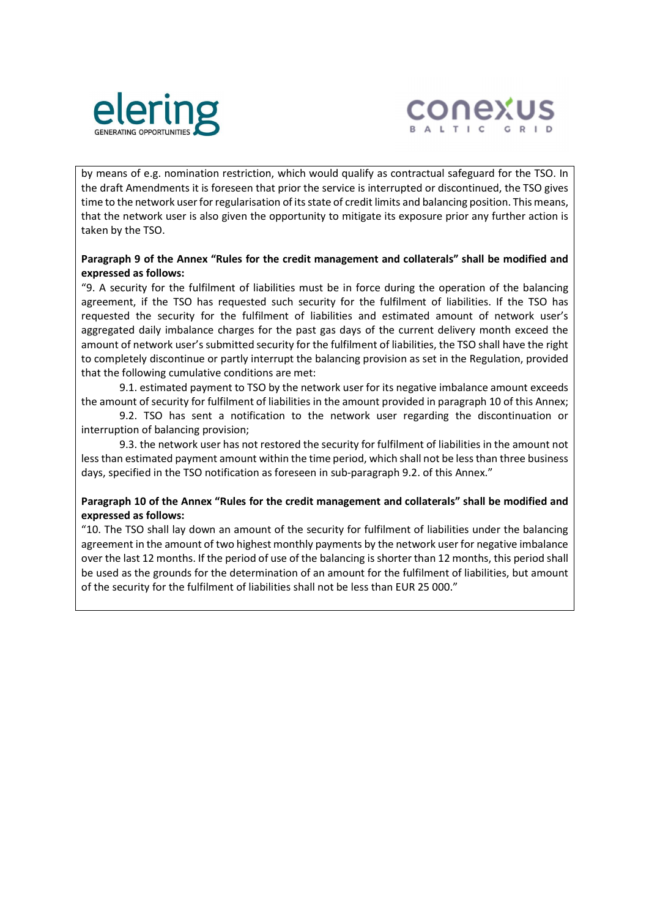by means of e.g. nomination restriction, which would qualify as contractual safeguard for the TSO. In the draft Amendments it is foreseen that prior the service is interrupted or discontinued, the TSO gives time to the network user for regularisation of its state of credit limits and balancing position. This means, that the network user is also given the opportunity to mitigate its exposure prior any further action is taken by the TSO.

**Paragraph 9 of the Annex "Rules for the credit management and collaterals" shall be modified and expressed as follows:**

"9. A security for the fulfilment of liabilities must be in force during the operation of the balancing agreement, if the TSO has requested such security for the fulfilment of liabilities. If the TSO has requested the security for the fulfilment of liabilities and estimated amount of network user's aggregated daily imbalance charges for the past gas days of the current delivery month exceed the amount of network user's submitted security for the fulfilment of liabilities, the TSO shall have the right to completely discontinue or partly interrupt the balancing provision as set in the Regulation, provided that the following cumulative conditions are met:

9.1. estimated payment to TSO by the network user for its negative imbalance amount exceeds the amount of security for fulfilment of liabilities in the amount provided in paragraph 10 of this Annex;

9.2. TSO has sent a notification to the network user regarding the discontinuation or interruption of balancing provision;

9.3. the network user has not restored the security for fulfilment of liabilities in the amount not less than estimated payment amount within the time period, which shall not be less than three business days, specified in the TSO notification as foreseen in sub-paragraph 9.2. of this Annex."

**Paragraph 10 of the Annex "Rules for the credit management and collaterals" shall be modified and expressed as follows:**

"10. The TSO shall lay down an amount of the security for fulfilment of liabilities under the balancing agreement in the amount of two highest monthly payments by the network user for negative imbalance over the last 12 months. If the period of use of the balancing is shorter than 12 months, this period shall be used as the grounds for the determination of an amount for the fulfilment of liabilities, but amount of the security for the fulfilment of liabilities shall not be less than EUR 25 000."